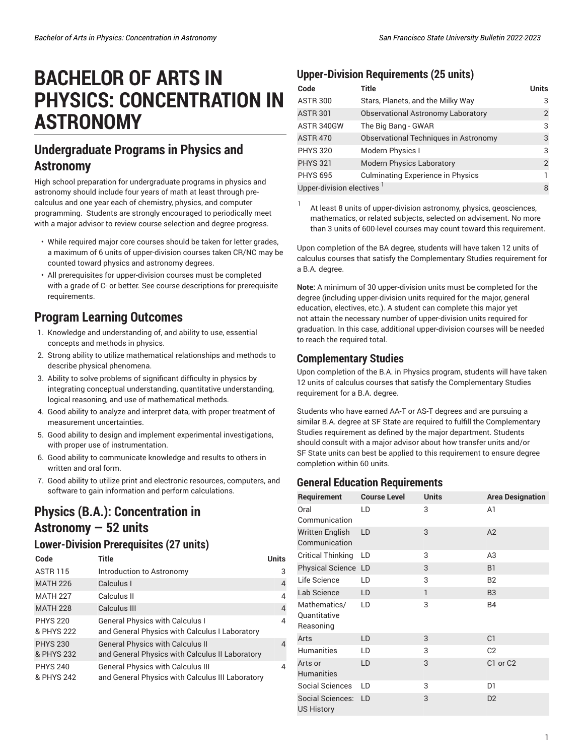# BACHELOR OF ARTS IN PHYSICS: CONCENTRATION IN ASTRONOMY

## Undergraduate Programs in Physics and Astronomy

High school preparation for undergraduate programs in physics and astronomy should include four years of math at least through pre-calculus and one year each of chemistry, physics, and computer programming. Students are strongly encouraged to periodically meet with a major advisor to review course selection and degree progress.

- While required major core courses should be taken for letter grades, a maximum of 6 units of upper-division courses taken CR/NC may be counted toward physics and astronomy degrees.
- All prerequisites for upper-division courses must be completed with a grade of C- or better. See course descriptions for prerequisite requirements.

## Program Learning Outcomes

1. Knowledge and understanding of, and ability to use, essential concepts and methods in physics.
2. Strong ability to utilize mathematical relationships and methods to describe physical phenomena.
3. Ability to solve problems of significant difficulty in physics by integrating conceptual understanding, quantitative understanding, logical reasoning, and use of mathematical methods.
4. Good ability to analyze and interpret data, with proper treatment of measurement uncertainties.
5. Good ability to design and implement experimental investigations, with proper use of instrumentation.
6. Good ability to communicate knowledge and results to others in written and oral form.
7. Good ability to utilize print and electronic resources, computers, and software to gain information and perform calculations.

## Physics (B.A.): Concentration in Astronomy — 52 units

### Lower-Division Prerequisites (27 units)

| Code | Title | Units |
|---|---|---|
| ASTR 115 | Introduction to Astronomy | 3 |
| MATH 226 | Calculus I | 4 |
| MATH 227 | Calculus II | 4 |
| MATH 228 | Calculus III | 4 |
| PHYS 220 & PHYS 222 | General Physics with Calculus I and General Physics with Calculus I Laboratory | 4 |
| PHYS 230 & PHYS 232 | General Physics with Calculus II and General Physics with Calculus II Laboratory | 4 |
| PHYS 240 & PHYS 242 | General Physics with Calculus III and General Physics with Calculus III Laboratory | 4 |

### Upper-Division Requirements (25 units)

| Code | Title | Units |
|---|---|---|
| ASTR 300 | Stars, Planets, and the Milky Way | 3 |
| ASTR 301 | Observational Astronomy Laboratory | 2 |
| ASTR 340GW | The Big Bang - GWAR | 3 |
| ASTR 470 | Observational Techniques in Astronomy | 3 |
| PHYS 320 | Modern Physics I | 3 |
| PHYS 321 | Modern Physics Laboratory | 2 |
| PHYS 695 | Culminating Experience in Physics | 1 |
| Upper-division electives [1] | | 8 |

[1] At least 8 units of upper-division astronomy, physics, geosciences, mathematics, or related subjects, selected on advisement. No more than 3 units of 600-level courses may count toward this requirement.

Upon completion of the BA degree, students will have taken 12 units of calculus courses that satisfy the Complementary Studies requirement for a B.A. degree.

**Note:** A minimum of 30 upper-division units must be completed for the degree (including upper-division units required for the major, general education, electives, etc.). A student can complete this major yet not attain the necessary number of upper-division units required for graduation. In this case, additional upper-division courses will be needed to reach the required total.

### Complementary Studies

Upon completion of the B.A. in Physics program, students will have taken 12 units of calculus courses that satisfy the Complementary Studies requirement for a B.A. degree.

Students who have earned AA-T or AS-T degrees and are pursuing a similar B.A. degree at SF State are required to fulfill the Complementary Studies requirement as defined by the major department. Students should consult with a major advisor about how transfer units and/or SF State units can best be applied to this requirement to ensure degree completion within 60 units.

### General Education Requirements

| Requirement | Course Level | Units | Area Designation |
|---|---|---|---|
| Oral Communication | LD | 3 | A1 |
| Written English Communication | LD | 3 | A2 |
| Critical Thinking | LD | 3 | A3 |
| Physical Science | LD | 3 | B1 |
| Life Science | LD | 3 | B2 |
| Lab Science | LD | 1 | B3 |
| Mathematics/ Quantitative Reasoning | LD | 3 | B4 |
| Arts | LD | 3 | C1 |
| Humanities | LD | 3 | C2 |
| Arts or Humanities | LD | 3 | C1 or C2 |
| Social Sciences | LD | 3 | D1 |
| Social Sciences: US History | LD | 3 | D2 |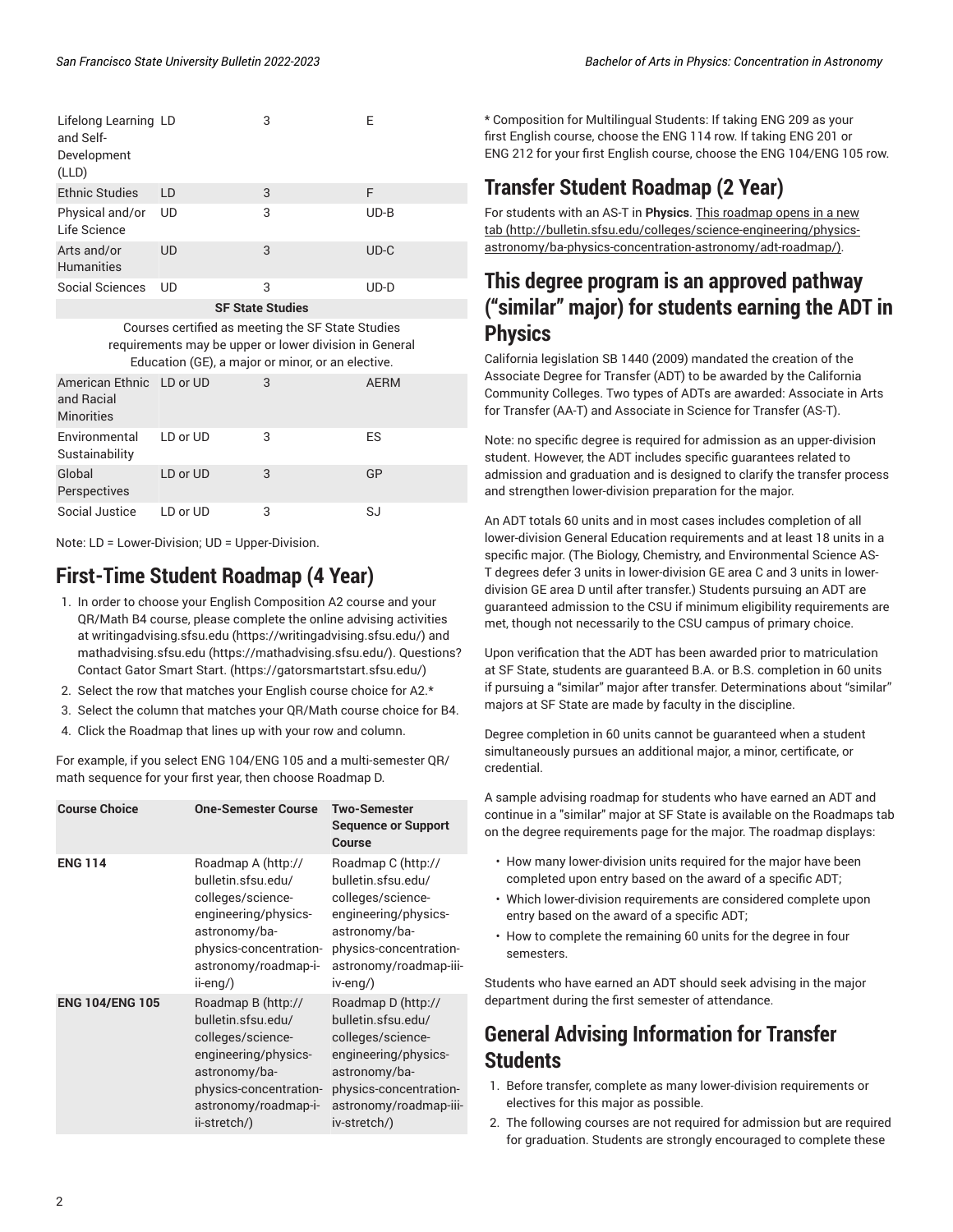| | | | |
|---|---|---|---|
| Lifelong Learning and Self-Development (LLD) | LD | 3 | E |
| Ethnic Studies | LD | 3 | F |
| Physical and/or Life Science | UD | 3 | UD-B |
| Arts and/or Humanities | UD | 3 | UD-C |
| Social Sciences | UD | 3 | UD-D |
| **SF State Studies** | | | |
| Courses certified as meeting the SF State Studies requirements may be upper or lower division in General Education (GE), a major or minor, or an elective. | | | |
| American Ethnic and Racial Minorities | LD or UD | 3 | AERM |
| Environmental Sustainability | LD or UD | 3 | ES |
| Global Perspectives | LD or UD | 3 | GP |
| Social Justice | LD or UD | 3 | SJ |

Note: LD = Lower-Division; UD = Upper-Division.

## First-Time Student Roadmap (4 Year)

1. In order to choose your English Composition A2 course and your QR/Math B4 course, please complete the online advising activities at writingadvising.sfsu.edu (https://writingadvising.sfsu.edu/) and mathadvising.sfsu.edu (https://mathadvising.sfsu.edu/). Questions? Contact Gator Smart Start. (https://gatorsmartstart.sfsu.edu/)
2. Select the row that matches your English course choice for A2.*
3. Select the column that matches your QR/Math course choice for B4.
4. Click the Roadmap that lines up with your row and column.

For example, if you select ENG 104/ENG 105 and a multi-semester QR/math sequence for your first year, then choose Roadmap D.

| Course Choice | One-Semester Course | Two-Semester Sequence or Support Course |
|---|---|---|
| **ENG 114** | Roadmap A (http://bulletin.sfsu.edu/colleges/science-engineering/physics-astronomy/ba-physics-concentration-astronomy/roadmap-i-ii-eng/) | Roadmap C (http://bulletin.sfsu.edu/colleges/science-engineering/physics-astronomy/ba-physics-concentration-astronomy/roadmap-iii-iv-eng/) |
| **ENG 104/ENG 105** | Roadmap B (http://bulletin.sfsu.edu/colleges/science-engineering/physics-astronomy/ba-physics-concentration-astronomy/roadmap-i-ii-stretch/) | Roadmap D (http://bulletin.sfsu.edu/colleges/science-engineering/physics-astronomy/ba-physics-concentration-astronomy/roadmap-iii-iv-stretch/) |

* Composition for Multilingual Students: If taking ENG 209 as your first English course, choose the ENG 114 row. If taking ENG 201 or ENG 212 for your first English course, choose the ENG 104/ENG 105 row.

## Transfer Student Roadmap (2 Year)

For students with an AS-T in **Physics**. This roadmap opens in a new tab (http://bulletin.sfsu.edu/colleges/science-engineering/physics-astronomy/ba-physics-concentration-astronomy/adt-roadmap/).

## This degree program is an approved pathway ("similar" major) for students earning the ADT in Physics

California legislation SB 1440 (2009) mandated the creation of the Associate Degree for Transfer (ADT) to be awarded by the California Community Colleges. Two types of ADTs are awarded: Associate in Arts for Transfer (AA-T) and Associate in Science for Transfer (AS-T).

Note: no specific degree is required for admission as an upper-division student. However, the ADT includes specific guarantees related to admission and graduation and is designed to clarify the transfer process and strengthen lower-division preparation for the major.

An ADT totals 60 units and in most cases includes completion of all lower-division General Education requirements and at least 18 units in a specific major. (The Biology, Chemistry, and Environmental Science AS-T degrees defer 3 units in lower-division GE area C and 3 units in lower-division GE area D until after transfer.) Students pursuing an ADT are guaranteed admission to the CSU if minimum eligibility requirements are met, though not necessarily to the CSU campus of primary choice.

Upon verification that the ADT has been awarded prior to matriculation at SF State, students are guaranteed B.A. or B.S. completion in 60 units if pursuing a "similar" major after transfer. Determinations about "similar" majors at SF State are made by faculty in the discipline.

Degree completion in 60 units cannot be guaranteed when a student simultaneously pursues an additional major, a minor, certificate, or credential.

A sample advising roadmap for students who have earned an ADT and continue in a "similar" major at SF State is available on the Roadmaps tab on the degree requirements page for the major. The roadmap displays:

- How many lower-division units required for the major have been completed upon entry based on the award of a specific ADT;
- Which lower-division requirements are considered complete upon entry based on the award of a specific ADT;
- How to complete the remaining 60 units for the degree in four semesters.

Students who have earned an ADT should seek advising in the major department during the first semester of attendance.

## General Advising Information for Transfer Students

1. Before transfer, complete as many lower-division requirements or electives for this major as possible.
2. The following courses are not required for admission but are required for graduation. Students are strongly encouraged to complete these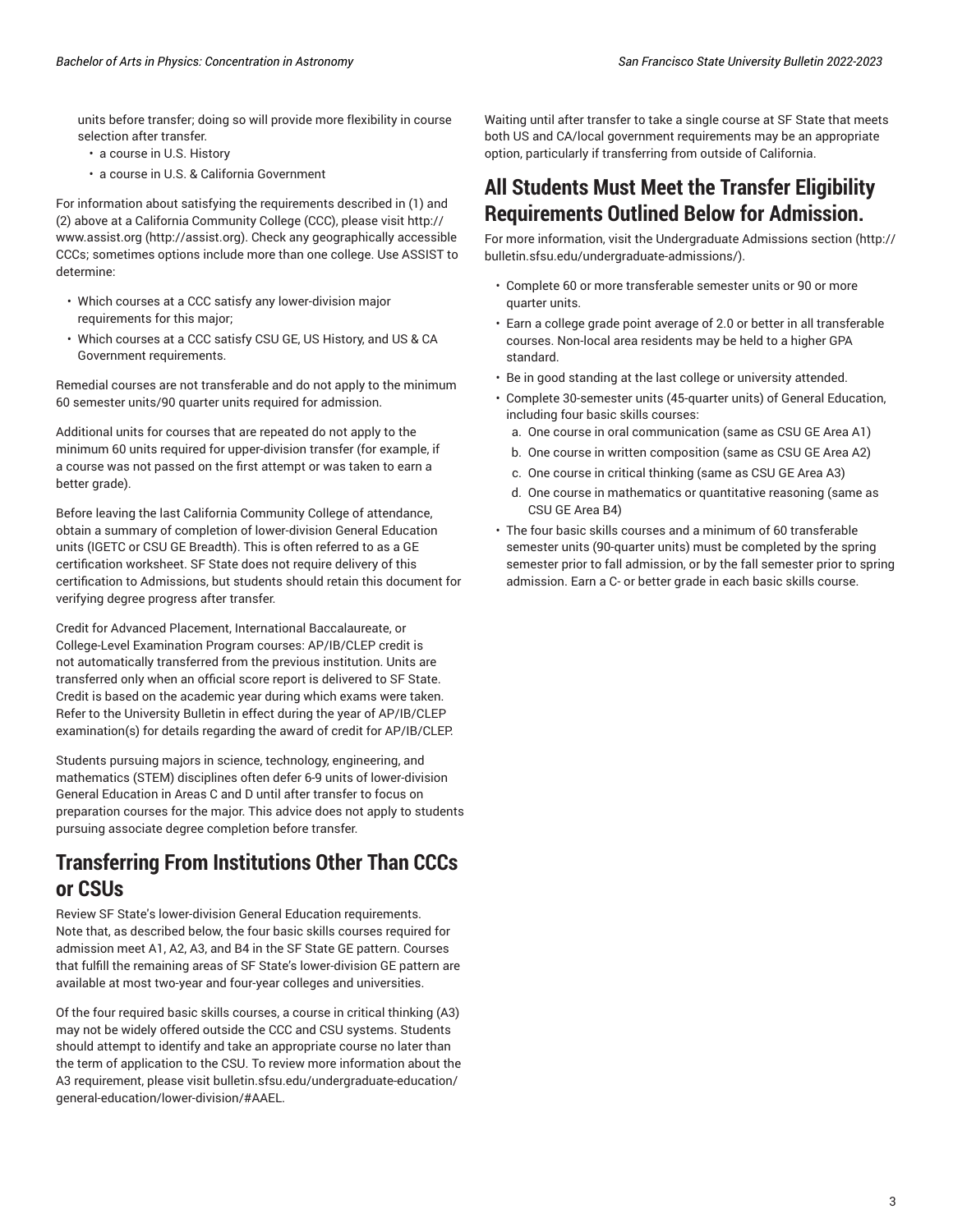units before transfer; doing so will provide more flexibility in course selection after transfer.

- a course in U.S. History
- a course in U.S. & California Government

For information about satisfying the requirements described in (1) and (2) above at a California Community College (CCC), please visit http://www.assist.org (http://assist.org). Check any geographically accessible CCCs; sometimes options include more than one college. Use ASSIST to determine:

- Which courses at a CCC satisfy any lower-division major requirements for this major;
- Which courses at a CCC satisfy CSU GE, US History, and US & CA Government requirements.

Remedial courses are not transferable and do not apply to the minimum 60 semester units/90 quarter units required for admission.

Additional units for courses that are repeated do not apply to the minimum 60 units required for upper-division transfer (for example, if a course was not passed on the first attempt or was taken to earn a better grade).

Before leaving the last California Community College of attendance, obtain a summary of completion of lower-division General Education units (IGETC or CSU GE Breadth). This is often referred to as a GE certification worksheet. SF State does not require delivery of this certification to Admissions, but students should retain this document for verifying degree progress after transfer.

Credit for Advanced Placement, International Baccalaureate, or College-Level Examination Program courses: AP/IB/CLEP credit is not automatically transferred from the previous institution. Units are transferred only when an official score report is delivered to SF State. Credit is based on the academic year during which exams were taken. Refer to the University Bulletin in effect during the year of AP/IB/CLEP examination(s) for details regarding the award of credit for AP/IB/CLEP.

Students pursuing majors in science, technology, engineering, and mathematics (STEM) disciplines often defer 6-9 units of lower-division General Education in Areas C and D until after transfer to focus on preparation courses for the major. This advice does not apply to students pursuing associate degree completion before transfer.

## Transferring From Institutions Other Than CCCs or CSUs

Review SF State's lower-division General Education requirements. Note that, as described below, the four basic skills courses required for admission meet A1, A2, A3, and B4 in the SF State GE pattern. Courses that fulfill the remaining areas of SF State's lower-division GE pattern are available at most two-year and four-year colleges and universities.

Of the four required basic skills courses, a course in critical thinking (A3) may not be widely offered outside the CCC and CSU systems. Students should attempt to identify and take an appropriate course no later than the term of application to the CSU. To review more information about the A3 requirement, please visit bulletin.sfsu.edu/undergraduate-education/general-education/lower-division/#AAEL.

Waiting until after transfer to take a single course at SF State that meets both US and CA/local government requirements may be an appropriate option, particularly if transferring from outside of California.

## All Students Must Meet the Transfer Eligibility Requirements Outlined Below for Admission.

For more information, visit the Undergraduate Admissions section (http://bulletin.sfsu.edu/undergraduate-admissions/).

- Complete 60 or more transferable semester units or 90 or more quarter units.
- Earn a college grade point average of 2.0 or better in all transferable courses. Non-local area residents may be held to a higher GPA standard.
- Be in good standing at the last college or university attended.
- Complete 30-semester units (45-quarter units) of General Education, including four basic skills courses:
  a. One course in oral communication (same as CSU GE Area A1)
  b. One course in written composition (same as CSU GE Area A2)
  c. One course in critical thinking (same as CSU GE Area A3)
  d. One course in mathematics or quantitative reasoning (same as CSU GE Area B4)
- The four basic skills courses and a minimum of 60 transferable semester units (90-quarter units) must be completed by the spring semester prior to fall admission, or by the fall semester prior to spring admission. Earn a C- or better grade in each basic skills course.